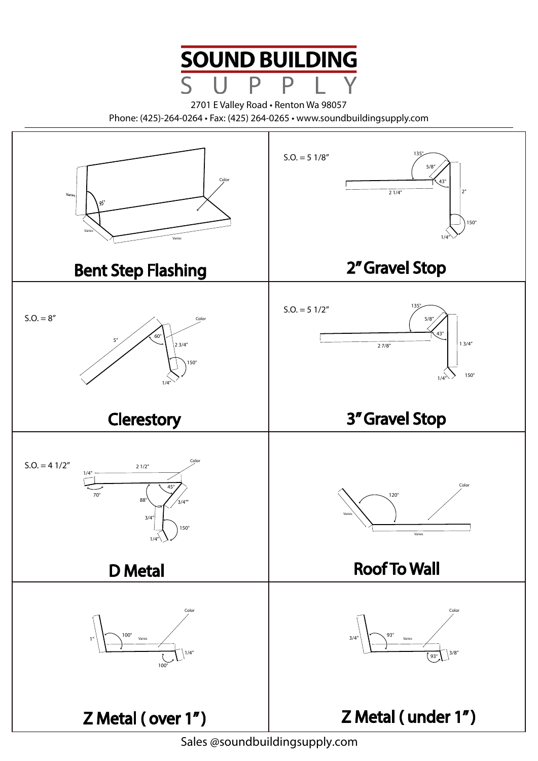# SOUND BUILDING SUPPLY

2701 E Valley Road • Renton Wa 98057

Phone: (425)-264-0264 • Fax: (425) 264-0265 • www.soundbuildingsupply.com

## Bent Step Flashing

Varies
95°
Color
Varies
Varies

## 2" Gravel Stop

S.O. = 5 1/8"

135°
5/8"
43°
2 1/4"
2"
150°
1/4"

## Clerestory

S.O. = 8"

Color
5"
60°
2 3/4"
150°
1/4"

## 3" Gravel Stop

S.O. = 5 1/2"

135°
5/8"
43°
2 7/8"
1 3/4"
1/4"
150°

## D Metal

S.O. = 4 1/2"

Color
1/4"
2 1/2"
45°
70°
88°
3/4"
3/4"
150°
1/4"

## Roof To Wall

Color
120°
Varies
Varies

## Z Metal ( over 1" )

Color
1"
100°
Varies
1/4"
100°

## Z Metal ( under 1" )

Color
3/4"
93°
Varies
3/8"
93°

Sales @soundbuildingsupply.com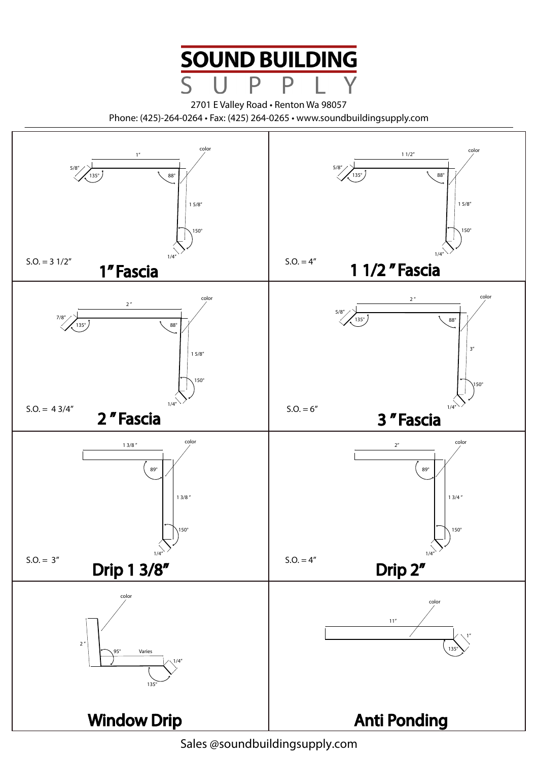# SOUND BUILDING SUPPLY

2701 E Valley Road • Renton Wa 98057

Phone: (425)-264-0264 • Fax: (425) 264-0265 • www.soundbuildingsupply.com

## 1" Fascia

color
1"
5/8"
135°
88°
1 5/8"
150°
1/4"

S.O. = 3 1/2"

## 1 1/2" Fascia

color
1 1/2"
5/8"
135°
88°
1 5/8"
150°
1/4"

S.O. = 4"

## 2" Fascia

color
2"
7/8"
135°
88°
1 5/8"
150°
1/4"

S.O. = 4 3/4"

## 3" Fascia

color
2"
5/8"
135°
88°
3"
150°
1/4"

S.O. = 6"

## Drip 1 3/8"

color
1 3/8"
89°
1 3/8"
150°
1/4"

S.O. = 3"

## Drip 2"

color
2"
89°
1 3/4"
150°
1/4"

S.O. = 4"

## Window Drip

color
2"
95°
Varies
1/4"
135°

## Anti Ponding

color
11"
1"
135°

Sales @soundbuildingsupply.com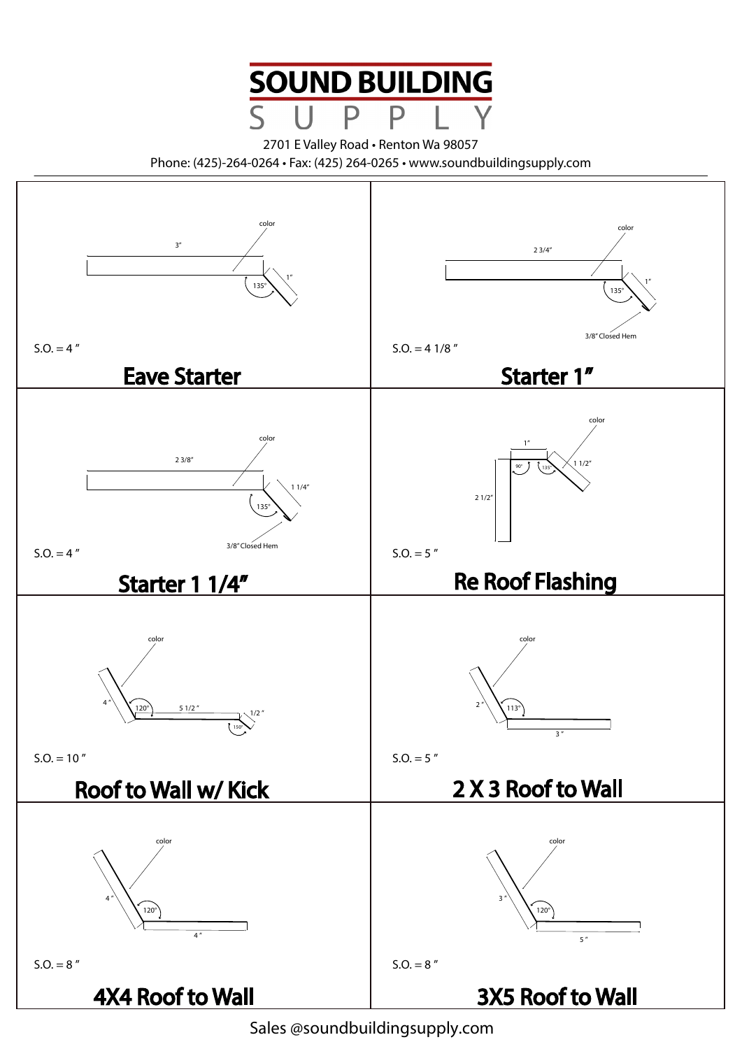# SOUND BUILDING SUPPLY

2701 E Valley Road • Renton Wa 98057

Phone: (425)-264-0264 • Fax: (425) 264-0265 • www.soundbuildingsupply.com

color

3"

1"

135°

S.O. = 4 ″

## Eave Starter

color

2 3/4"

1"

135°

3/8" Closed Hem

S.O. = 4 1/8 ″

## Starter 1″

color

2 3/8"

1 1/4"

135°

3/8" Closed Hem

S.O. = 4 ″

## Starter 1 1/4″

color

1"

90°

135°

1 1/2"

2 1/2"

S.O. = 5 ″

## Re Roof Flashing

color

4 ″

120°

5 1/2 ″

1/2 ″

150°

S.O. = 10 ″

## Roof to Wall w/ Kick

color

2 ″

113°

3 ″

S.O. = 5 ″

## 2 X 3 Roof to Wall

color

4 ″

120°

4 ″

S.O. = 8 ″

## 4X4 Roof to Wall

color

3 ″

120°

5 ″

S.O. = 8 ″

## 3X5 Roof to Wall

Sales @soundbuildingsupply.com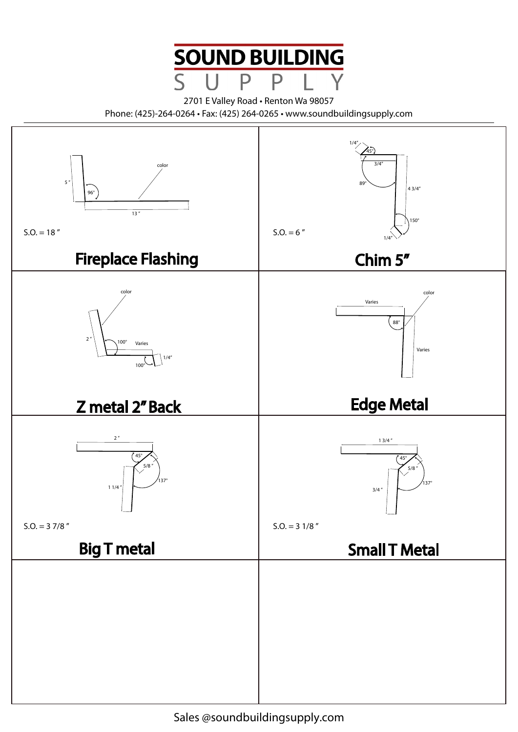# SOUND BUILDING SUPPLY

2701 E Valley Road • Renton Wa 98057

Phone: (425)-264-0264 • Fax: (425) 264-0265 • www.soundbuildingsupply.com

color

5 ″

96°

13 ″

S.O. = 18 ″

## Fireplace Flashing

1/4″

45°

3/4″

89°

4 3/4″

150°

1/4″

S.O. = 6 ″

## Chim 5″

color

2 ″

100°

Varies

1/4″

100°

## Z metal 2″ Back

color

Varies

88°

Varies

## Edge Metal

2 ″

45°

5/8 ″

137°

1 1/4 ″

S.O. = 3 7/8 ″

## Big T metal

1 3/4 ″

45°

5/8 ″

137°

3/4 ″

S.O. = 3 1/8 ″

## Small T Metal

Sales @soundbuildingsupply.com